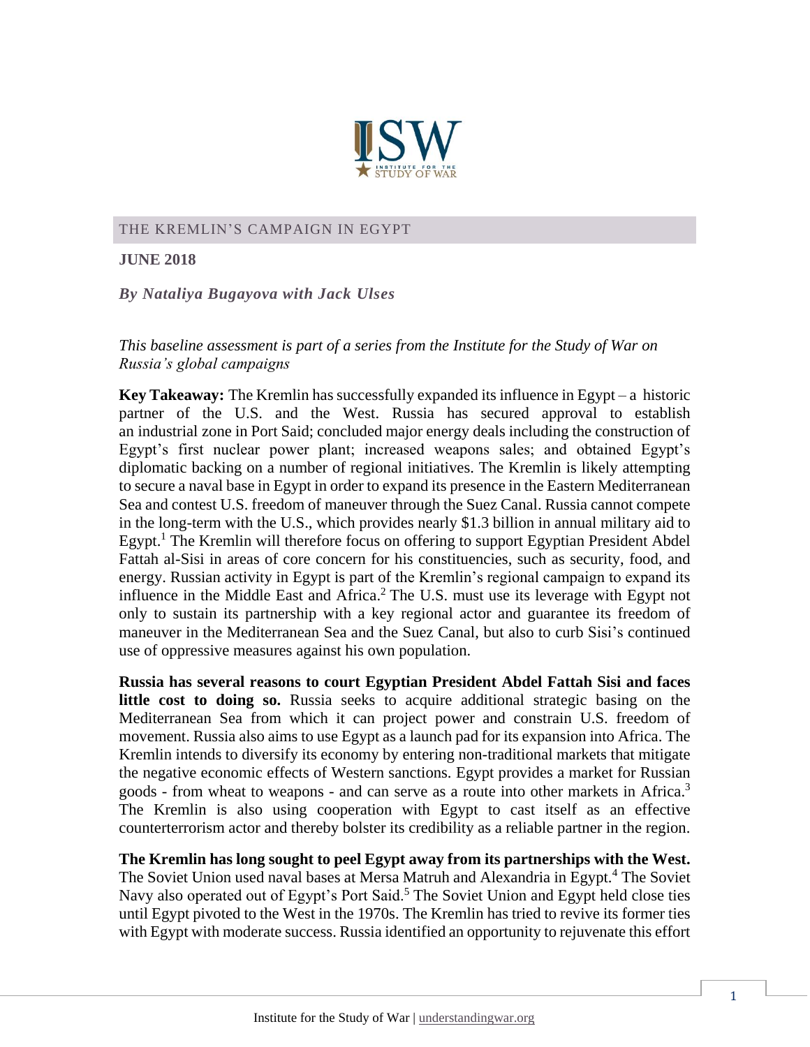# THE KREMLIN'S CAMPAIGN IN EGYPT

**JUNE 2018**

***By Nataliya Bugayova with Jack Ulses***

*This baseline assessment is part of a series from the Institute for the Study of War on Russia's global campaigns*

**Key Takeaway:** The Kremlin has successfully expanded its influence in Egypt – a historic partner of the U.S. and the West. Russia has secured approval to establish an industrial zone in Port Said; concluded major energy deals including the construction of Egypt's first nuclear power plant; increased weapons sales; and obtained Egypt's diplomatic backing on a number of regional initiatives. The Kremlin is likely attempting to secure a naval base in Egypt in order to expand its presence in the Eastern Mediterranean Sea and contest U.S. freedom of maneuver through the Suez Canal. Russia cannot compete in the long-term with the U.S., which provides nearly $1.3 billion in annual military aid to Egypt.[1] The Kremlin will therefore focus on offering to support Egyptian President Abdel Fattah al-Sisi in areas of core concern for his constituencies, such as security, food, and energy. Russian activity in Egypt is part of the Kremlin's regional campaign to expand its influence in the Middle East and Africa.[2] The U.S. must use its leverage with Egypt not only to sustain its partnership with a key regional actor and guarantee its freedom of maneuver in the Mediterranean Sea and the Suez Canal, but also to curb Sisi's continued use of oppressive measures against his own population.

**Russia has several reasons to court Egyptian President Abdel Fattah Sisi and faces little cost to doing so.** Russia seeks to acquire additional strategic basing on the Mediterranean Sea from which it can project power and constrain U.S. freedom of movement. Russia also aims to use Egypt as a launch pad for its expansion into Africa. The Kremlin intends to diversify its economy by entering non-traditional markets that mitigate the negative economic effects of Western sanctions. Egypt provides a market for Russian goods - from wheat to weapons - and can serve as a route into other markets in Africa.[3] The Kremlin is also using cooperation with Egypt to cast itself as an effective counterterrorism actor and thereby bolster its credibility as a reliable partner in the region.

**The Kremlin has long sought to peel Egypt away from its partnerships with the West.** The Soviet Union used naval bases at Mersa Matruh and Alexandria in Egypt.[4] The Soviet Navy also operated out of Egypt's Port Said.[5] The Soviet Union and Egypt held close ties until Egypt pivoted to the West in the 1970s. The Kremlin has tried to revive its former ties with Egypt with moderate success. Russia identified an opportunity to rejuvenate this effort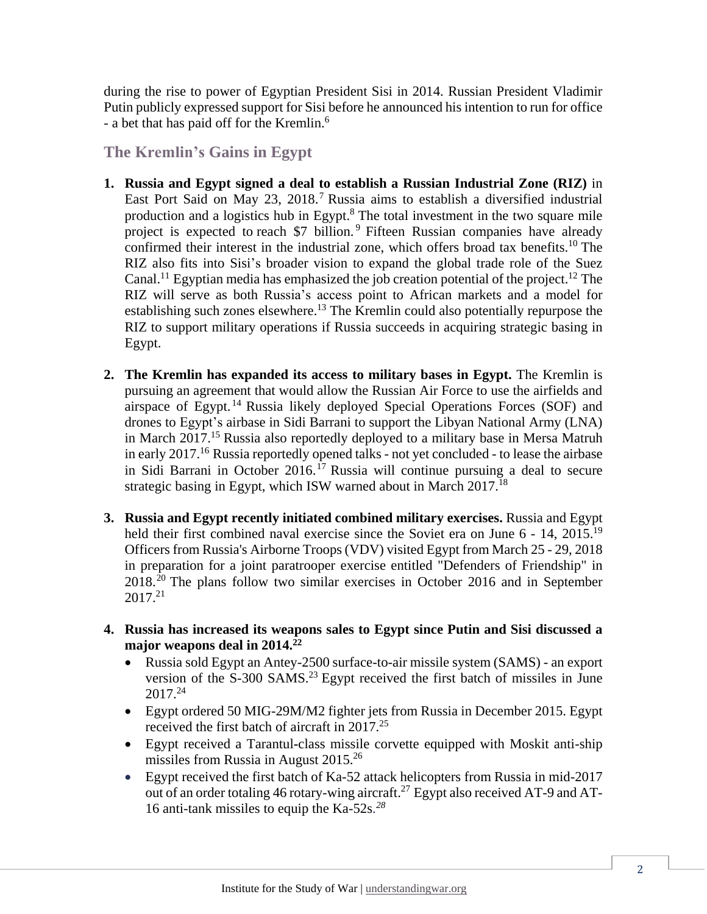during the rise to power of Egyptian President Sisi in 2014. Russian President Vladimir Putin publicly expressed support for Sisi before he announced his intention to run for office - a bet that has paid off for the Kremlin.[6]

## The Kremlin's Gains in Egypt

1. **Russia and Egypt signed a deal to establish a Russian Industrial Zone (RIZ)** in East Port Said on May 23, 2018.[7] Russia aims to establish a diversified industrial production and a logistics hub in Egypt.[8] The total investment in the two square mile project is expected to reach $7 billion.[9] Fifteen Russian companies have already confirmed their interest in the industrial zone, which offers broad tax benefits.[10] The RIZ also fits into Sisi's broader vision to expand the global trade role of the Suez Canal.[11] Egyptian media has emphasized the job creation potential of the project.[12] The RIZ will serve as both Russia's access point to African markets and a model for establishing such zones elsewhere.[13] The Kremlin could also potentially repurpose the RIZ to support military operations if Russia succeeds in acquiring strategic basing in Egypt.

2. **The Kremlin has expanded its access to military bases in Egypt.** The Kremlin is pursuing an agreement that would allow the Russian Air Force to use the airfields and airspace of Egypt.[14] Russia likely deployed Special Operations Forces (SOF) and drones to Egypt's airbase in Sidi Barrani to support the Libyan National Army (LNA) in March 2017.[15] Russia also reportedly deployed to a military base in Mersa Matruh in early 2017.[16] Russia reportedly opened talks - not yet concluded - to lease the airbase in Sidi Barrani in October 2016.[17] Russia will continue pursuing a deal to secure strategic basing in Egypt, which ISW warned about in March 2017.[18]

3. **Russia and Egypt recently initiated combined military exercises.** Russia and Egypt held their first combined naval exercise since the Soviet era on June 6 - 14, 2015.[19] Officers from Russia's Airborne Troops (VDV) visited Egypt from March 25 - 29, 2018 in preparation for a joint paratrooper exercise entitled "Defenders of Friendship" in 2018.[20] The plans follow two similar exercises in October 2016 and in September 2017.[21]

4. **Russia has increased its weapons sales to Egypt since Putin and Sisi discussed a major weapons deal in 2014.[22]**
   - Russia sold Egypt an Antey-2500 surface-to-air missile system (SAMS) - an export version of the S-300 SAMS.[23] Egypt received the first batch of missiles in June 2017.[24]
   - Egypt ordered 50 MIG-29M/M2 fighter jets from Russia in December 2015. Egypt received the first batch of aircraft in 2017.[25]
   - Egypt received a Tarantul-class missile corvette equipped with Moskit anti-ship missiles from Russia in August 2015.[26]
   - Egypt received the first batch of Ka-52 attack helicopters from Russia in mid-2017 out of an order totaling 46 rotary-wing aircraft.[27] Egypt also received AT-9 and AT-16 anti-tank missiles to equip the Ka-52s.[28]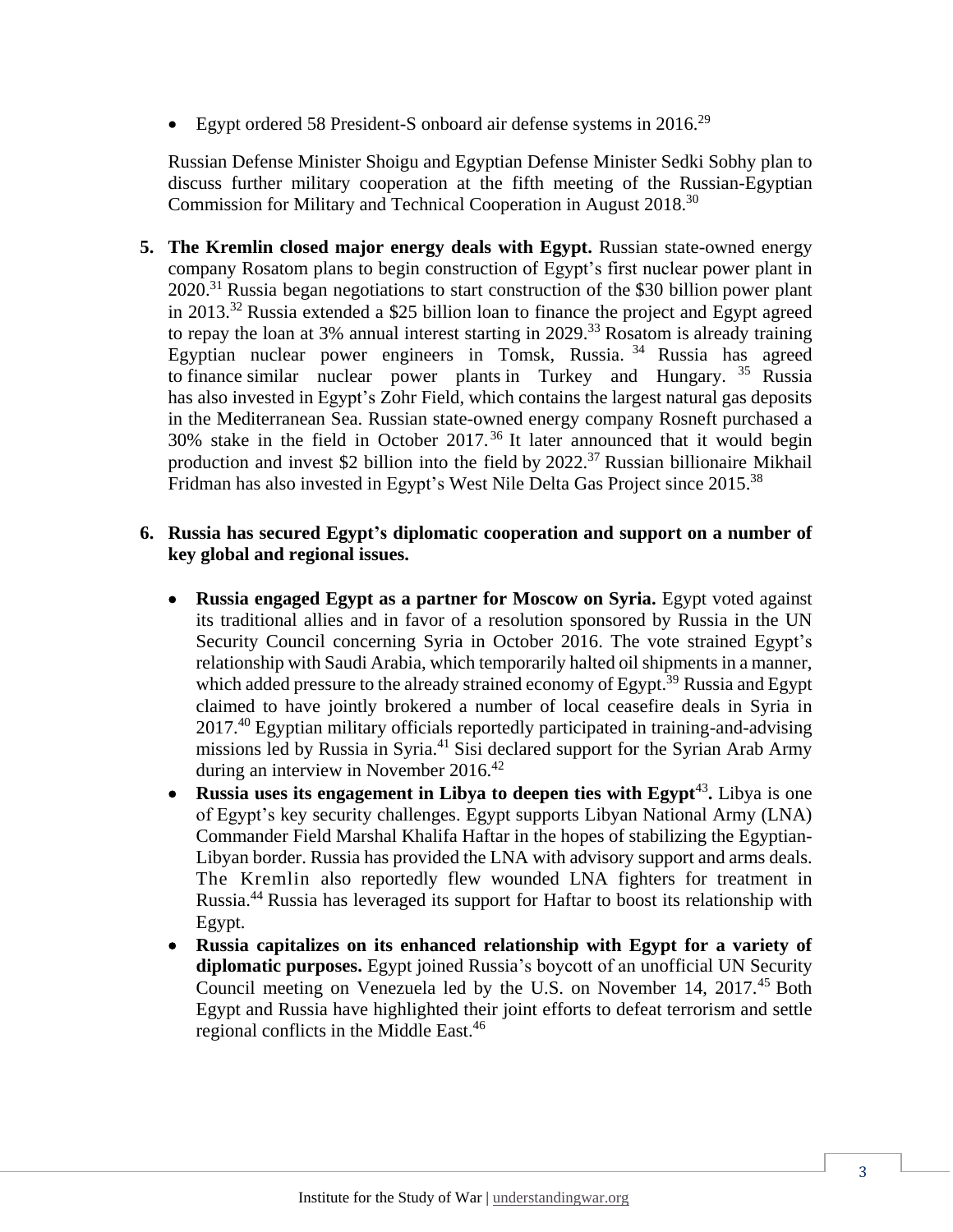- Egypt ordered 58 President-S onboard air defense systems in 2016.[29]

Russian Defense Minister Shoigu and Egyptian Defense Minister Sedki Sobhy plan to discuss further military cooperation at the fifth meeting of the Russian-Egyptian Commission for Military and Technical Cooperation in August 2018.[30]

5. **The Kremlin closed major energy deals with Egypt.** Russian state-owned energy company Rosatom plans to begin construction of Egypt's first nuclear power plant in 2020.[31] Russia began negotiations to start construction of the $30 billion power plant in 2013.[32] Russia extended a $25 billion loan to finance the project and Egypt agreed to repay the loan at 3% annual interest starting in 2029.[33] Rosatom is already training Egyptian nuclear power engineers in Tomsk, Russia.[34] Russia has agreed to finance similar nuclear power plants in Turkey and Hungary.[35] Russia has also invested in Egypt's Zohr Field, which contains the largest natural gas deposits in the Mediterranean Sea. Russian state-owned energy company Rosneft purchased a 30% stake in the field in October 2017.[36] It later announced that it would begin production and invest $2 billion into the field by 2022.[37] Russian billionaire Mikhail Fridman has also invested in Egypt's West Nile Delta Gas Project since 2015.[38]

6. **Russia has secured Egypt's diplomatic cooperation and support on a number of key global and regional issues.**

   - **Russia engaged Egypt as a partner for Moscow on Syria.** Egypt voted against its traditional allies and in favor of a resolution sponsored by Russia in the UN Security Council concerning Syria in October 2016. The vote strained Egypt's relationship with Saudi Arabia, which temporarily halted oil shipments in a manner, which added pressure to the already strained economy of Egypt.[39] Russia and Egypt claimed to have jointly brokered a number of local ceasefire deals in Syria in 2017.[40] Egyptian military officials reportedly participated in training-and-advising missions led by Russia in Syria.[41] Sisi declared support for the Syrian Arab Army during an interview in November 2016.[42]
   - **Russia uses its engagement in Libya to deepen ties with Egypt[43].** Libya is one of Egypt's key security challenges. Egypt supports Libyan National Army (LNA) Commander Field Marshal Khalifa Haftar in the hopes of stabilizing the Egyptian-Libyan border. Russia has provided the LNA with advisory support and arms deals. The Kremlin also reportedly flew wounded LNA fighters for treatment in Russia.[44] Russia has leveraged its support for Haftar to boost its relationship with Egypt.
   - **Russia capitalizes on its enhanced relationship with Egypt for a variety of diplomatic purposes.** Egypt joined Russia's boycott of an unofficial UN Security Council meeting on Venezuela led by the U.S. on November 14, 2017.[45] Both Egypt and Russia have highlighted their joint efforts to defeat terrorism and settle regional conflicts in the Middle East.[46]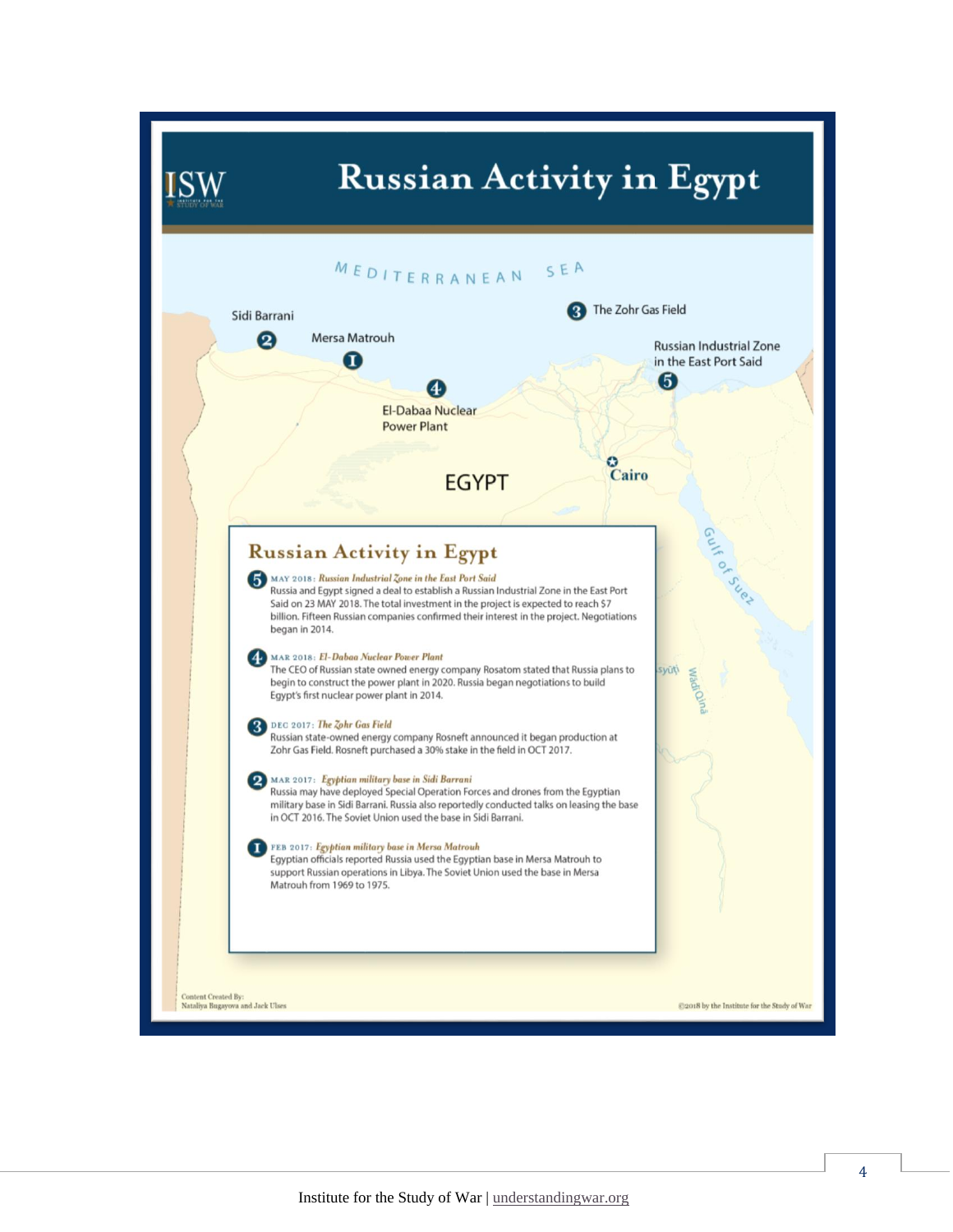# Russian Activity in Egypt

MEDITERRANEAN SEA

Sidi Barrani

Mersa Matrouh

The Zohr Gas Field

Russian Industrial Zone in the East Port Said

El-Dabaa Nuclear Power Plant

EGYPT

Cairo

Gulf of Suez

## Russian Activity in Egypt

**5** MAY 2018: *Russian Industrial Zone in the East Port Said*
Russia and Egypt signed a deal to establish a Russian Industrial Zone in the East Port Said on 23 MAY 2018. The total investment in the project is expected to reach $7 billion. Fifteen Russian companies confirmed their interest in the project. Negotiations began in 2014.

**4** MAR 2018: *El-Dabaa Nuclear Power Plant*
The CEO of Russian state owned energy company Rosatom stated that Russia plans to begin to construct the power plant in 2020. Russia began negotiations to build Egypt's first nuclear power plant in 2014.

**3** DEC 2017: *The Zohr Gas Field*
Russian state-owned energy company Rosneft announced it began production at Zohr Gas Field. Rosneft purchased a 30% stake in the field in OCT 2017.

**2** MAR 2017: *Egyptian military base in Sidi Barrani*
Russia may have deployed Special Operation Forces and drones from the Egyptian military base in Sidi Barrani. Russia also reportedly conducted talks on leasing the base in OCT 2016. The Soviet Union used the base in Sidi Barrani.

**1** FEB 2017: *Egyptian military base in Mersa Matrouh*
Egyptian officials reported Russia used the Egyptian base in Mersa Matrouh to support Russian operations in Libya. The Soviet Union used the base in Mersa Matrouh from 1969 to 1975.

Content Created By:
Nataliya Bugayova and Jack Ulses

©2018 by the Institute for the Study of War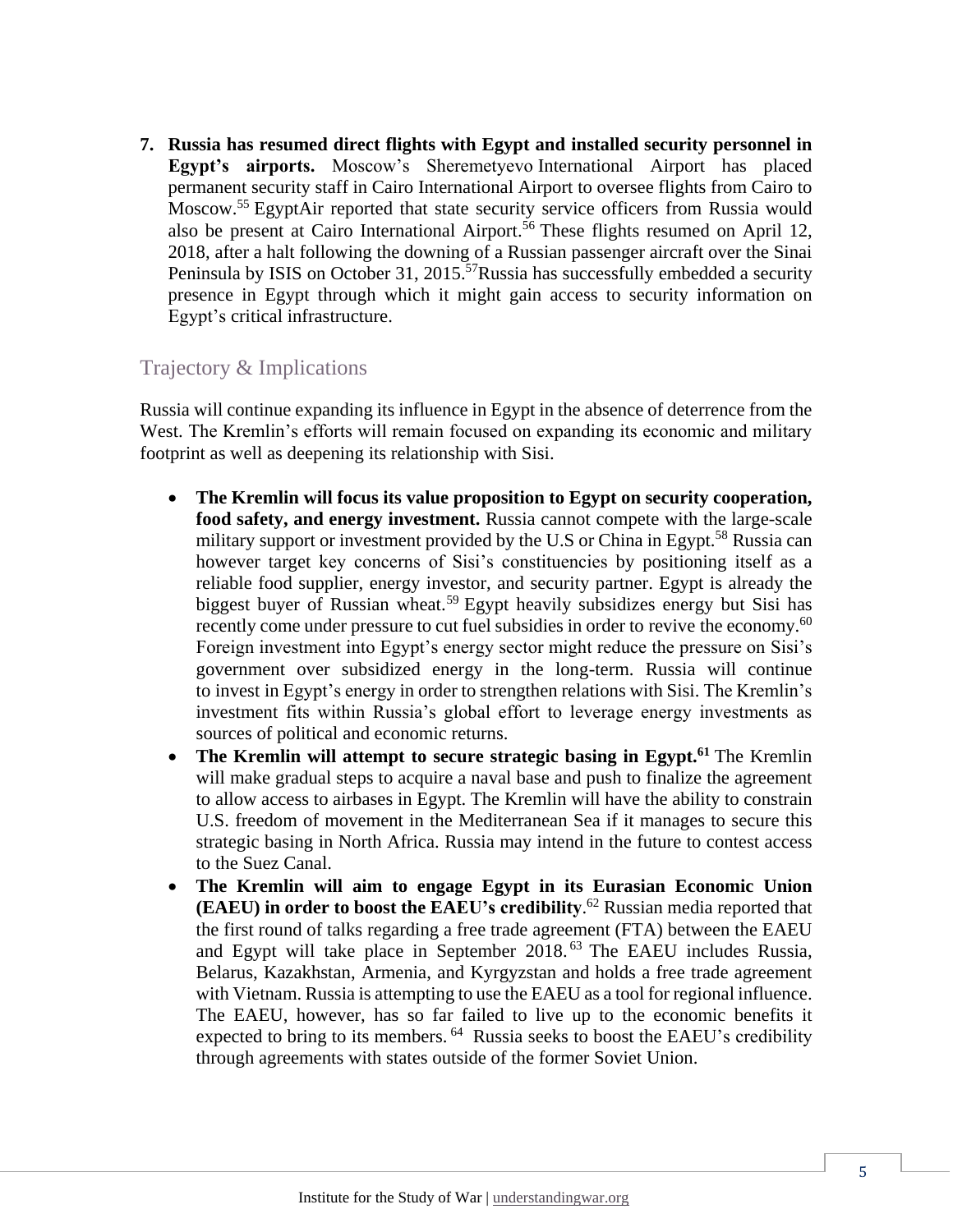7. **Russia has resumed direct flights with Egypt and installed security personnel in Egypt's airports.** Moscow's Sheremetyevo International Airport has placed permanent security staff in Cairo International Airport to oversee flights from Cairo to Moscow.[55] EgyptAir reported that state security service officers from Russia would also be present at Cairo International Airport.[56] These flights resumed on April 12, 2018, after a halt following the downing of a Russian passenger aircraft over the Sinai Peninsula by ISIS on October 31, 2015.[57]Russia has successfully embedded a security presence in Egypt through which it might gain access to security information on Egypt's critical infrastructure.

## Trajectory & Implications

Russia will continue expanding its influence in Egypt in the absence of deterrence from the West. The Kremlin's efforts will remain focused on expanding its economic and military footprint as well as deepening its relationship with Sisi.

- **The Kremlin will focus its value proposition to Egypt on security cooperation, food safety, and energy investment.** Russia cannot compete with the large-scale military support or investment provided by the U.S or China in Egypt.[58] Russia can however target key concerns of Sisi's constituencies by positioning itself as a reliable food supplier, energy investor, and security partner. Egypt is already the biggest buyer of Russian wheat.[59] Egypt heavily subsidizes energy but Sisi has recently come under pressure to cut fuel subsidies in order to revive the economy.[60] Foreign investment into Egypt's energy sector might reduce the pressure on Sisi's government over subsidized energy in the long-term. Russia will continue to invest in Egypt's energy in order to strengthen relations with Sisi. The Kremlin's investment fits within Russia's global effort to leverage energy investments as sources of political and economic returns.
- **The Kremlin will attempt to secure strategic basing in Egypt.[61]** The Kremlin will make gradual steps to acquire a naval base and push to finalize the agreement to allow access to airbases in Egypt. The Kremlin will have the ability to constrain U.S. freedom of movement in the Mediterranean Sea if it manages to secure this strategic basing in North Africa. Russia may intend in the future to contest access to the Suez Canal.
- **The Kremlin will aim to engage Egypt in its Eurasian Economic Union (EAEU) in order to boost the EAEU's credibility**.[62] Russian media reported that the first round of talks regarding a free trade agreement (FTA) between the EAEU and Egypt will take place in September 2018.[63] The EAEU includes Russia, Belarus, Kazakhstan, Armenia, and Kyrgyzstan and holds a free trade agreement with Vietnam. Russia is attempting to use the EAEU as a tool for regional influence. The EAEU, however, has so far failed to live up to the economic benefits it expected to bring to its members.[64] Russia seeks to boost the EAEU's credibility through agreements with states outside of the former Soviet Union.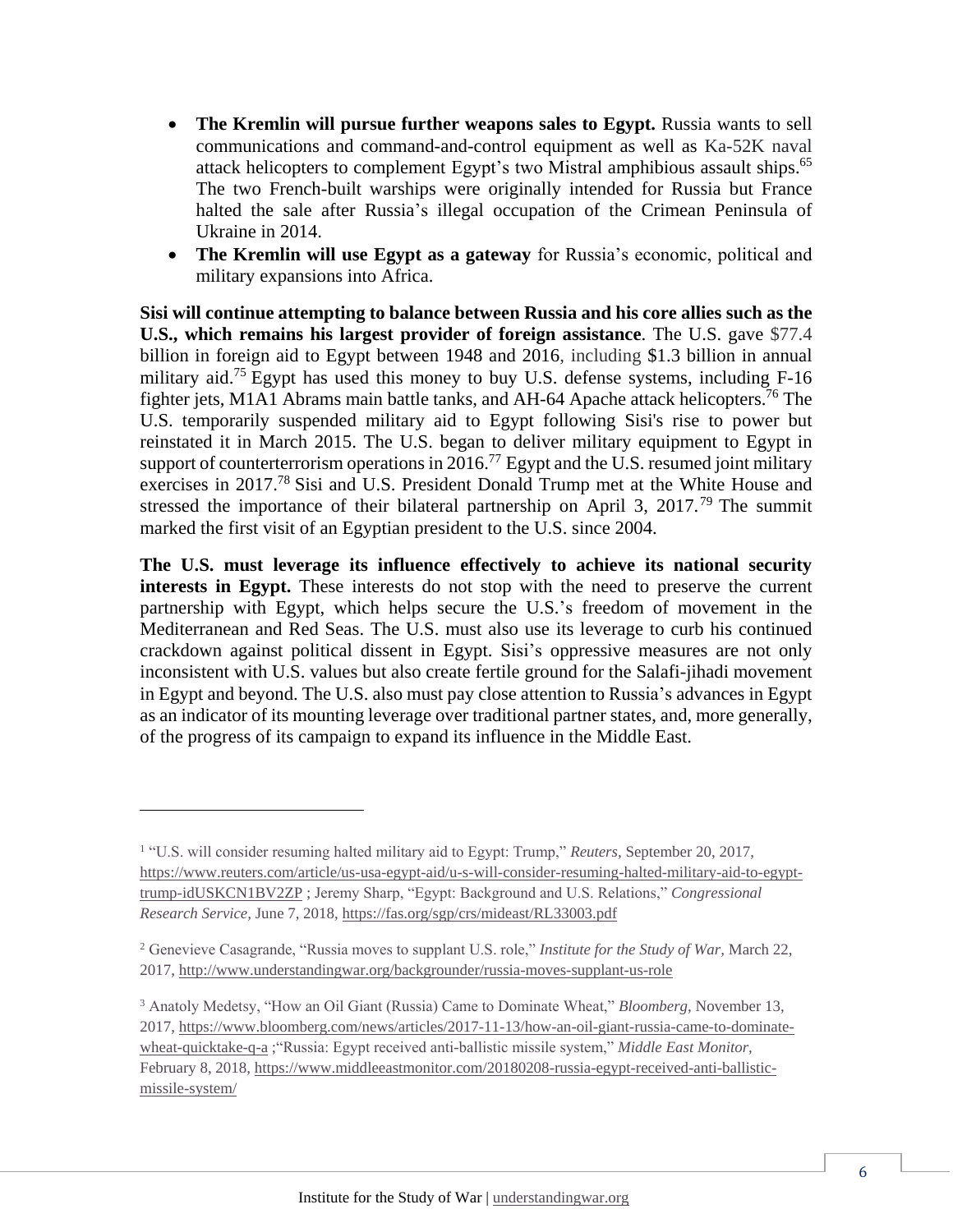- **The Kremlin will pursue further weapons sales to Egypt.** Russia wants to sell communications and command-and-control equipment as well as Ka-52K naval attack helicopters to complement Egypt's two Mistral amphibious assault ships.[65] The two French-built warships were originally intended for Russia but France halted the sale after Russia's illegal occupation of the Crimean Peninsula of Ukraine in 2014.
- **The Kremlin will use Egypt as a gateway** for Russia's economic, political and military expansions into Africa.

**Sisi will continue attempting to balance between Russia and his core allies such as the U.S., which remains his largest provider of foreign assistance**. The U.S. gave $77.4 billion in foreign aid to Egypt between 1948 and 2016, including $1.3 billion in annual military aid.[75] Egypt has used this money to buy U.S. defense systems, including F-16 fighter jets, M1A1 Abrams main battle tanks, and AH-64 Apache attack helicopters.[76] The U.S. temporarily suspended military aid to Egypt following Sisi's rise to power but reinstated it in March 2015. The U.S. began to deliver military equipment to Egypt in support of counterterrorism operations in 2016.[77] Egypt and the U.S. resumed joint military exercises in 2017.[78] Sisi and U.S. President Donald Trump met at the White House and stressed the importance of their bilateral partnership on April 3, 2017.[79] The summit marked the first visit of an Egyptian president to the U.S. since 2004.

**The U.S. must leverage its influence effectively to achieve its national security interests in Egypt.** These interests do not stop with the need to preserve the current partnership with Egypt, which helps secure the U.S.'s freedom of movement in the Mediterranean and Red Seas. The U.S. must also use its leverage to curb his continued crackdown against political dissent in Egypt. Sisi's oppressive measures are not only inconsistent with U.S. values but also create fertile ground for the Salafi-jihadi movement in Egypt and beyond. The U.S. also must pay close attention to Russia's advances in Egypt as an indicator of its mounting leverage over traditional partner states, and, more generally, of the progress of its campaign to expand its influence in the Middle East.

---

[1] "U.S. will consider resuming halted military aid to Egypt: Trump," *Reuters*, September 20, 2017, https://www.reuters.com/article/us-usa-egypt-aid/u-s-will-consider-resuming-halted-military-aid-to-egypt-trump-idUSKCN1BV2ZP ; Jeremy Sharp, "Egypt: Background and U.S. Relations," *Congressional Research Service*, June 7, 2018, https://fas.org/sgp/crs/mideast/RL33003.pdf

[2] Genevieve Casagrande, "Russia moves to supplant U.S. role," *Institute for the Study of War*, March 22, 2017, http://www.understandingwar.org/backgrounder/russia-moves-supplant-us-role

[3] Anatoly Medetsy, "How an Oil Giant (Russia) Came to Dominate Wheat," *Bloomberg*, November 13, 2017, https://www.bloomberg.com/news/articles/2017-11-13/how-an-oil-giant-russia-came-to-dominate-wheat-quicktake-q-a ;"Russia: Egypt received anti-ballistic missile system," *Middle East Monitor*, February 8, 2018, https://www.middleeastmonitor.com/20180208-russia-egypt-received-anti-ballistic-missile-system/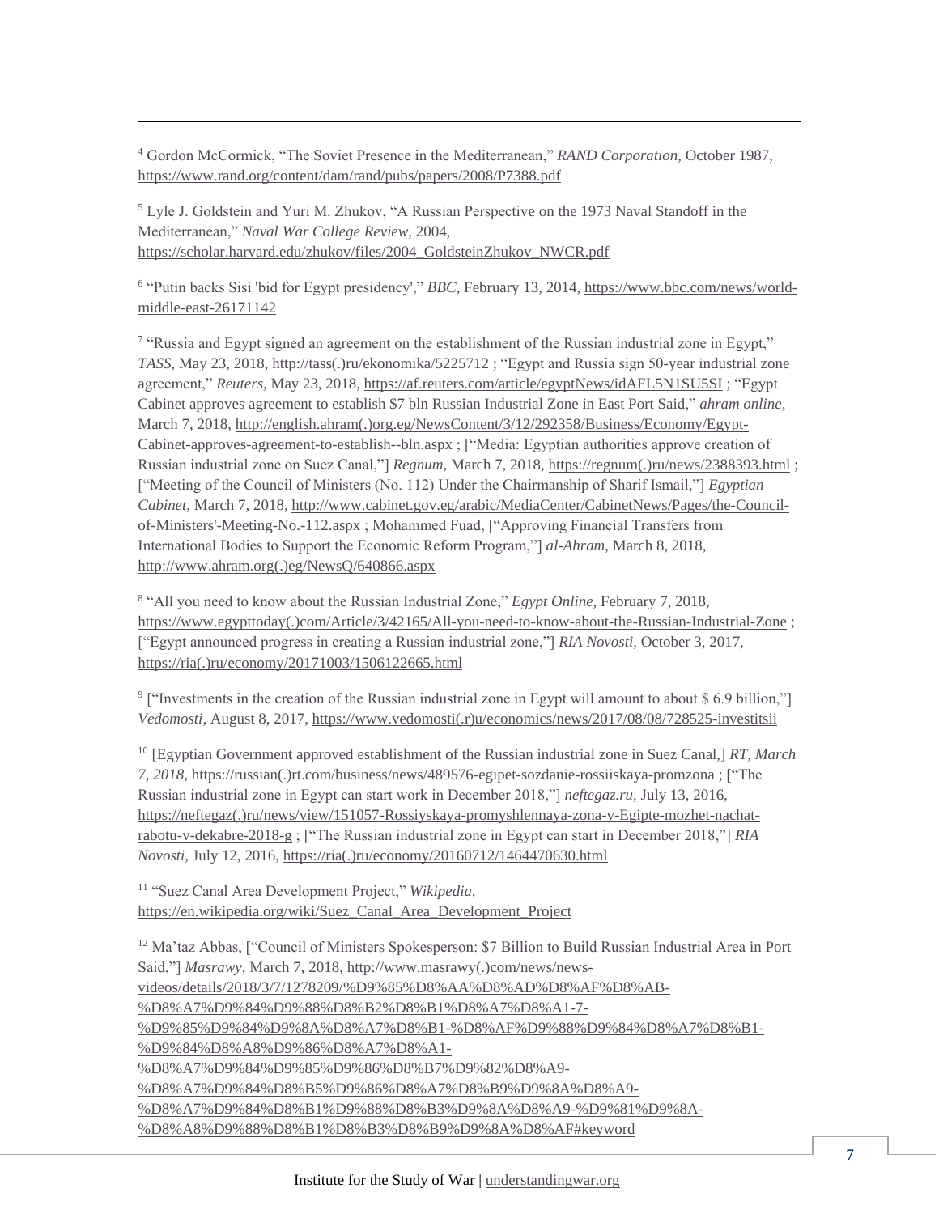[4] Gordon McCormick, "The Soviet Presence in the Mediterranean," *RAND Corporation,* October 1987, https://www.rand.org/content/dam/rand/pubs/papers/2008/P7388.pdf

[5] Lyle J. Goldstein and Yuri M. Zhukov, "A Russian Perspective on the 1973 Naval Standoff in the Mediterranean," *Naval War College Review,* 2004, https://scholar.harvard.edu/zhukov/files/2004_GoldsteinZhukov_NWCR.pdf

[6] "Putin backs Sisi 'bid for Egypt presidency'," *BBC,* February 13, 2014, https://www.bbc.com/news/world-middle-east-26171142

[7] "Russia and Egypt signed an agreement on the establishment of the Russian industrial zone in Egypt," *TASS,* May 23, 2018, http://tass(.)ru/ekonomika/5225712 ; "Egypt and Russia sign 50-year industrial zone agreement," *Reuters,* May 23, 2018, https://af.reuters.com/article/egyptNews/idAFL5N1SU5SI ; "Egypt Cabinet approves agreement to establish $7 bln Russian Industrial Zone in East Port Said," *ahram online,* March 7, 2018, http://english.ahram(.)org.eg/NewsContent/3/12/292358/Business/Economy/Egypt-Cabinet-approves-agreement-to-establish--bln.aspx ; ["Media: Egyptian authorities approve creation of Russian industrial zone on Suez Canal,"] *Regnum,* March 7, 2018, https://regnum(.)ru/news/2388393.html ; ["Meeting of the Council of Ministers (No. 112) Under the Chairmanship of Sharif Ismail,"] *Egyptian Cabinet,* March 7, 2018, http://www.cabinet.gov.eg/arabic/MediaCenter/CabinetNews/Pages/the-Council-of-Ministers'-Meeting-No.-112.aspx ; Mohammed Fuad, ["Approving Financial Transfers from International Bodies to Support the Economic Reform Program,"] *al-Ahram,* March 8, 2018, http://www.ahram.org(.)eg/NewsQ/640866.aspx

[8] "All you need to know about the Russian Industrial Zone," *Egypt Online,* February 7, 2018, https://www.egypttoday(.)com/Article/3/42165/All-you-need-to-know-about-the-Russian-Industrial-Zone ; ["Egypt announced progress in creating a Russian industrial zone,"] *RIA Novosti,* October 3, 2017, https://ria(.)ru/economy/20171003/1506122665.html

[9] ["Investments in the creation of the Russian industrial zone in Egypt will amount to about $ 6.9 billion,"] *Vedomosti,* August 8, 2017, https://www.vedomosti(.r)u/economics/news/2017/08/08/728525-investitsii

[10] [Egyptian Government approved establishment of the Russian industrial zone in Suez Canal,] *RT, March 7, 2018,* https://russian(.)rt.com/business/news/489576-egipet-sozdanie-rossiiskaya-promzona ; ["The Russian industrial zone in Egypt can start work in December 2018,"] *neftegaz.ru,* July 13, 2016, https://neftegaz(.)ru/news/view/151057-Rossiyskaya-promyshlennaya-zona-v-Egipte-mozhet-nachat-rabotu-v-dekabre-2018-g ; ["The Russian industrial zone in Egypt can start in December 2018,"] *RIA Novosti,* July 12, 2016, https://ria(.)ru/economy/20160712/1464470630.html

[11] "Suez Canal Area Development Project," *Wikipedia,* https://en.wikipedia.org/wiki/Suez_Canal_Area_Development_Project

[12] Ma'taz Abbas, ["Council of Ministers Spokesperson: $7 Billion to Build Russian Industrial Area in Port Said,"] *Masrawy,* March 7, 2018, http://www.masrawy(.)com/news/news-videos/details/2018/3/7/1278209/%D9%85%D8%AA%D8%AD%D8%AF%D8%AB-%D8%A7%D9%84%D9%88%D8%B2%D8%B1%D8%A7%D8%A1-7-%D9%85%D9%84%D9%8A%D8%A7%D8%B1-%D8%AF%D9%88%D9%84%D8%A7%D8%B1-%D9%84%D8%A8%D9%86%D8%A7%D8%A1-%D8%A7%D9%84%D9%85%D9%86%D8%B7%D9%82%D8%A9-%D8%A7%D9%84%D8%B5%D9%86%D8%A7%D8%B9%D9%8A%D8%A9-%D8%A7%D9%84%D8%B1%D9%88%D8%B3%D9%8A%D8%A9-%D9%81%D9%8A-%D8%A8%D9%88%D8%B1%D8%B3%D8%B9%D9%8A%D8%AF#keyword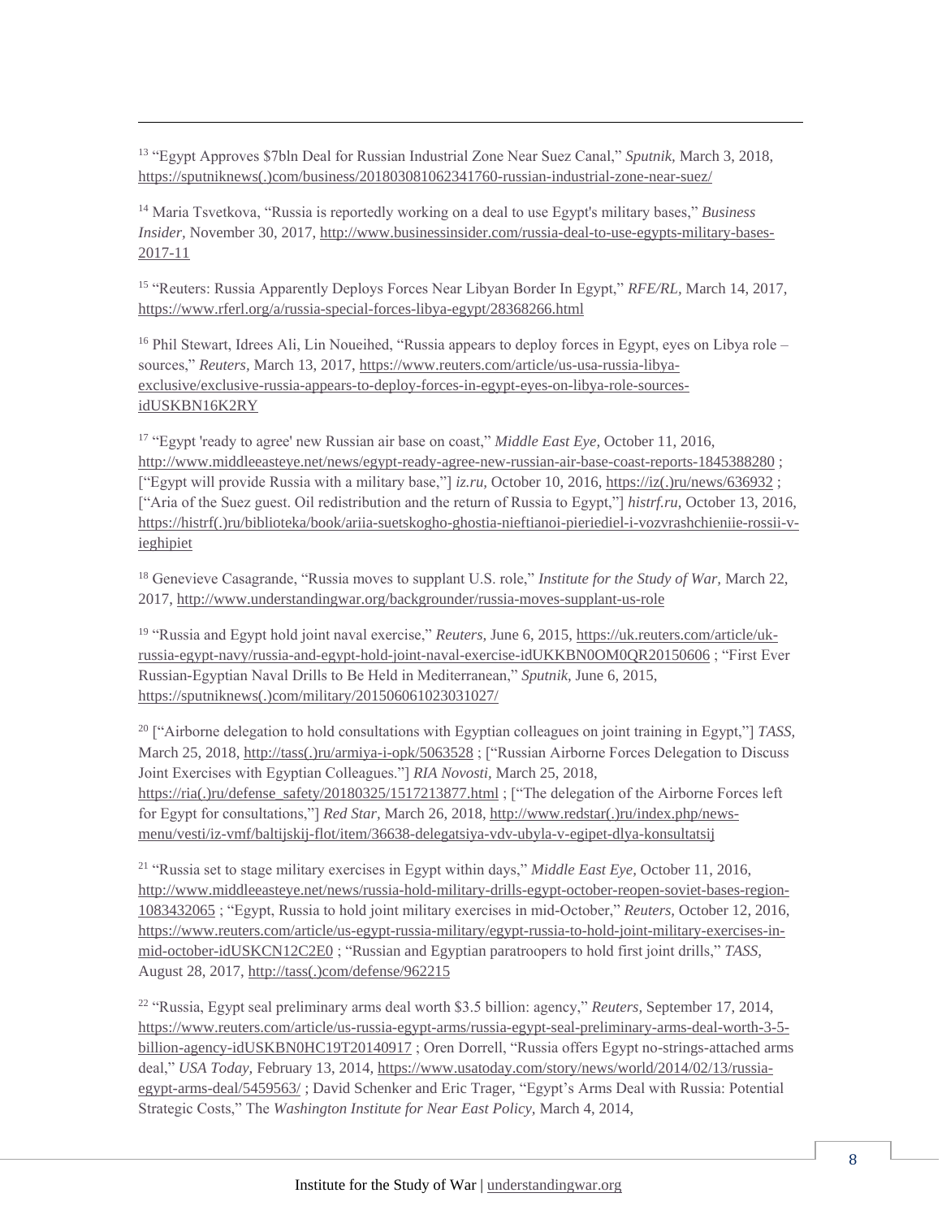[13] "Egypt Approves $7bln Deal for Russian Industrial Zone Near Suez Canal," *Sputnik,* March 3, 2018, https://sputniknews(.)com/business/201803081062341760-russian-industrial-zone-near-suez/

[14] Maria Tsvetkova, "Russia is reportedly working on a deal to use Egypt's military bases," *Business Insider,* November 30, 2017, http://www.businessinsider.com/russia-deal-to-use-egypts-military-bases-2017-11

[15] "Reuters: Russia Apparently Deploys Forces Near Libyan Border In Egypt," *RFE/RL,* March 14, 2017, https://www.rferl.org/a/russia-special-forces-libya-egypt/28368266.html

[16] Phil Stewart, Idrees Ali, Lin Noueihed, "Russia appears to deploy forces in Egypt, eyes on Libya role – sources," *Reuters,* March 13, 2017, https://www.reuters.com/article/us-usa-russia-libya-exclusive/exclusive-russia-appears-to-deploy-forces-in-egypt-eyes-on-libya-role-sources-idUSKBN16K2RY

[17] "Egypt 'ready to agree' new Russian air base on coast," *Middle East Eye,* October 11, 2016, http://www.middleeasteye.net/news/egypt-ready-agree-new-russian-air-base-coast-reports-1845388280 ; ["Egypt will provide Russia with a military base,"] *iz.ru,* October 10, 2016, https://iz(.)ru/news/636932 ; ["Aria of the Suez guest. Oil redistribution and the return of Russia to Egypt,"] *histrf.ru*, October 13, 2016, https://histrf(.)ru/biblioteka/book/ariia-suetskogho-ghostia-nieftianoi-pieriediel-i-vozvrashchieniie-rossii-v-ieghipiet

[18] Genevieve Casagrande, "Russia moves to supplant U.S. role," *Institute for the Study of War,* March 22, 2017, http://www.understandingwar.org/backgrounder/russia-moves-supplant-us-role

[19] "Russia and Egypt hold joint naval exercise," *Reuters,* June 6, 2015, https://uk.reuters.com/article/uk-russia-egypt-navy/russia-and-egypt-hold-joint-naval-exercise-idUKKBN0OM0QR20150606 ; "First Ever Russian-Egyptian Naval Drills to Be Held in Mediterranean," *Sputnik,* June 6, 2015, https://sputniknews(.)com/military/201506061023031027/

[20] ["Airborne delegation to hold consultations with Egyptian colleagues on joint training in Egypt,"] *TASS,* March 25, 2018, http://tass(.)ru/armiya-i-opk/5063528 ; ["Russian Airborne Forces Delegation to Discuss Joint Exercises with Egyptian Colleagues."] *RIA Novosti,* March 25, 2018, https://ria(.)ru/defense_safety/20180325/1517213877.html ; ["The delegation of the Airborne Forces left for Egypt for consultations,"] *Red Star,* March 26, 2018, http://www.redstar(.)ru/index.php/news-menu/vesti/iz-vmf/baltijskij-flot/item/36638-delegatsiya-vdv-ubyla-v-egipet-dlya-konsultatsij

[21] "Russia set to stage military exercises in Egypt within days," *Middle East Eye,* October 11, 2016, http://www.middleeasteye.net/news/russia-hold-military-drills-egypt-october-reopen-soviet-bases-region-1083432065 ; "Egypt, Russia to hold joint military exercises in mid-October," *Reuters,* October 12, 2016, https://www.reuters.com/article/us-egypt-russia-military/egypt-russia-to-hold-joint-military-exercises-in-mid-october-idUSKCN12C2E0 ; "Russian and Egyptian paratroopers to hold first joint drills," *TASS,* August 28, 2017, http://tass(.)com/defense/962215

[22] "Russia, Egypt seal preliminary arms deal worth $3.5 billion: agency," *Reuters,* September 17, 2014, https://www.reuters.com/article/us-russia-egypt-arms/russia-egypt-seal-preliminary-arms-deal-worth-3-5-billion-agency-idUSKBN0HC19T20140917 ; Oren Dorrell, "Russia offers Egypt no-strings-attached arms deal," *USA Today,* February 13, 2014, https://www.usatoday.com/story/news/world/2014/02/13/russia-egypt-arms-deal/5459563/ ; David Schenker and Eric Trager, "Egypt's Arms Deal with Russia: Potential Strategic Costs," The *Washington Institute for Near East Policy,* March 4, 2014,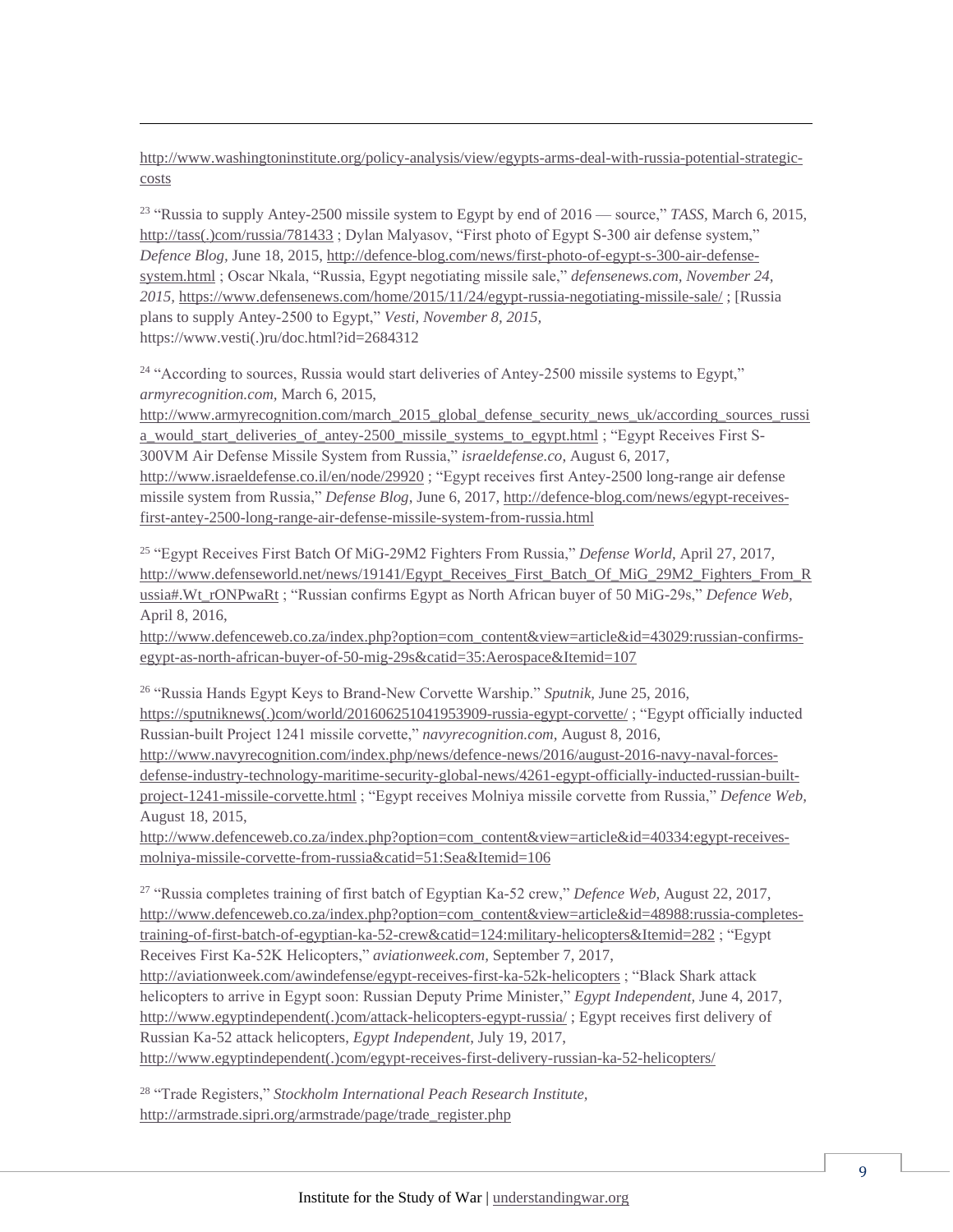http://www.washingtoninstitute.org/policy-analysis/view/egypts-arms-deal-with-russia-potential-strategic-costs

[23] "Russia to supply Antey-2500 missile system to Egypt by end of 2016 — source," *TASS*, March 6, 2015, http://tass(.)com/russia/781433 ; Dylan Malyasov, "First photo of Egypt S-300 air defense system," *Defence Blog*, June 18, 2015, http://defence-blog.com/news/first-photo-of-egypt-s-300-air-defense-system.html ; Oscar Nkala, "Russia, Egypt negotiating missile sale," *defensenews.com, November 24, 2015,* https://www.defensenews.com/home/2015/11/24/egypt-russia-negotiating-missile-sale/ ; [Russia plans to supply Antey-2500 to Egypt," *Vesti, November 8, 2015,* https://www.vesti(.)ru/doc.html?id=2684312

[24] "According to sources, Russia would start deliveries of Antey-2500 missile systems to Egypt," *armyrecognition.com*, March 6, 2015, http://www.armyrecognition.com/march_2015_global_defense_security_news_uk/according_sources_russia_would_start_deliveries_of_antey-2500_missile_systems_to_egypt.html ; "Egypt Receives First S-300VM Air Defense Missile System from Russia," *israeldefense.co*, August 6, 2017, http://www.israeldefense.co.il/en/node/29920 ; "Egypt receives first Antey-2500 long-range air defense missile system from Russia," *Defense Blog*, June 6, 2017, http://defence-blog.com/news/egypt-receives-first-antey-2500-long-range-air-defense-missile-system-from-russia.html

[25] "Egypt Receives First Batch Of MiG-29M2 Fighters From Russia," *Defense World,* April 27, 2017, http://www.defenseworld.net/news/19141/Egypt_Receives_First_Batch_Of_MiG_29M2_Fighters_From_Russia#.Wt_rONPwaRt ; "Russian confirms Egypt as North African buyer of 50 MiG-29s," *Defence Web*, April 8, 2016, http://www.defenceweb.co.za/index.php?option=com_content&view=article&id=43029:russian-confirms-egypt-as-north-african-buyer-of-50-mig-29s&catid=35:Aerospace&Itemid=107

[26] "Russia Hands Egypt Keys to Brand-New Corvette Warship." *Sputnik*, June 25, 2016, https://sputniknews(.)com/world/201606251041953909-russia-egypt-corvette/ ; "Egypt officially inducted Russian-built Project 1241 missile corvette," *navyrecognition.com*, August 8, 2016, http://www.navyrecognition.com/index.php/news/defence-news/2016/august-2016-navy-naval-forces-defense-industry-technology-maritime-security-global-news/4261-egypt-officially-inducted-russian-built-project-1241-missile-corvette.html ; "Egypt receives Molniya missile corvette from Russia," *Defence Web,* August 18, 2015, http://www.defenceweb.co.za/index.php?option=com_content&view=article&id=40334:egypt-receives-molniya-missile-corvette-from-russia&catid=51:Sea&Itemid=106

[27] "Russia completes training of first batch of Egyptian Ka-52 crew," *Defence Web,* August 22, 2017, http://www.defenceweb.co.za/index.php?option=com_content&view=article&id=48988:russia-completes-training-of-first-batch-of-egyptian-ka-52-crew&catid=124:military-helicopters&Itemid=282 ; "Egypt Receives First Ka-52K Helicopters," *aviationweek.com,* September 7, 2017, http://aviationweek.com/awindefense/egypt-receives-first-ka-52k-helicopters ; "Black Shark attack helicopters to arrive in Egypt soon: Russian Deputy Prime Minister," *Egypt Independent,* June 4, 2017, http://www.egyptindependent(.)com/attack-helicopters-egypt-russia/ ; Egypt receives first delivery of Russian Ka-52 attack helicopters, *Egypt Independent,* July 19, 2017, http://www.egyptindependent(.)com/egypt-receives-first-delivery-russian-ka-52-helicopters/

[28] "Trade Registers," *Stockholm International Peach Research Institute,* http://armstrade.sipri.org/armstrade/page/trade_register.php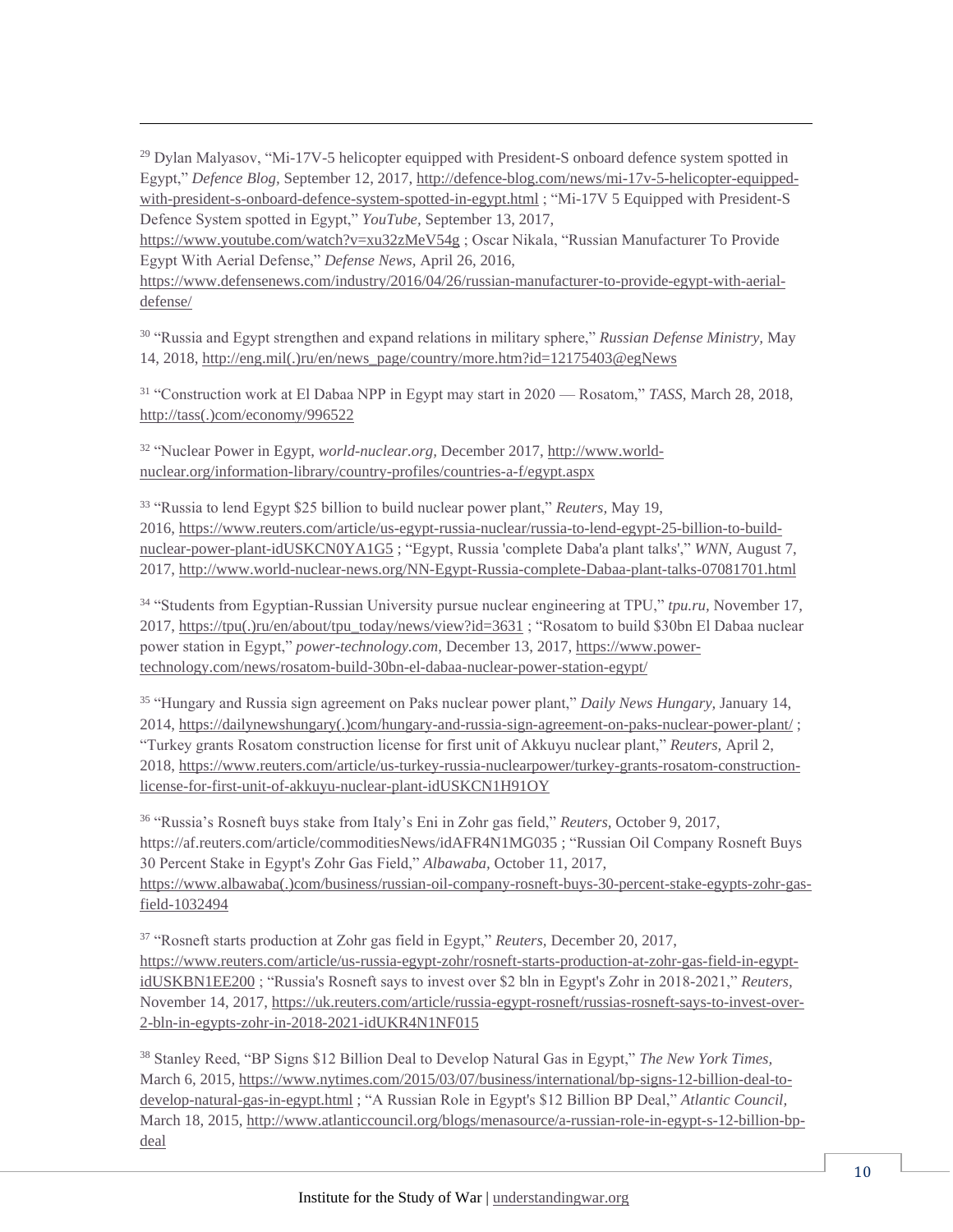[29] Dylan Malyasov, "Mi-17V-5 helicopter equipped with President-S onboard defence system spotted in Egypt," *Defence Blog*, September 12, 2017, http://defence-blog.com/news/mi-17v-5-helicopter-equipped-with-president-s-onboard-defence-system-spotted-in-egypt.html ; "Mi-17V 5 Equipped with President-S Defence System spotted in Egypt," *YouTube*, September 13, 2017, https://www.youtube.com/watch?v=xu32zMeV54g ; Oscar Nikala, "Russian Manufacturer To Provide Egypt With Aerial Defense," *Defense News*, April 26, 2016, https://www.defensenews.com/industry/2016/04/26/russian-manufacturer-to-provide-egypt-with-aerial-defense/

[30] "Russia and Egypt strengthen and expand relations in military sphere," *Russian Defense Ministry*, May 14, 2018, http://eng.mil(.)ru/en/news_page/country/more.htm?id=12175403@egNews

[31] "Construction work at El Dabaa NPP in Egypt may start in 2020 — Rosatom," *TASS*, March 28, 2018, http://tass(.)com/economy/996522

[32] "Nuclear Power in Egypt, *world-nuclear.org*, December 2017, http://www.world-nuclear.org/information-library/country-profiles/countries-a-f/egypt.aspx

[33] "Russia to lend Egypt $25 billion to build nuclear power plant," *Reuters*, May 19, 2016, https://www.reuters.com/article/us-egypt-russia-nuclear/russia-to-lend-egypt-25-billion-to-build-nuclear-power-plant-idUSKCN0YA1G5 ; "Egypt, Russia 'complete Daba'a plant talks'," *WNN*, August 7, 2017, http://www.world-nuclear-news.org/NN-Egypt-Russia-complete-Dabaa-plant-talks-07081701.html

[34] "Students from Egyptian-Russian University pursue nuclear engineering at TPU," *tpu.ru*, November 17, 2017, https://tpu(.)ru/en/about/tpu_today/news/view?id=3631 ; "Rosatom to build $30bn El Dabaa nuclear power station in Egypt," *power-technology.com*, December 13, 2017, https://www.power-technology.com/news/rosatom-build-30bn-el-dabaa-nuclear-power-station-egypt/

[35] "Hungary and Russia sign agreement on Paks nuclear power plant," *Daily News Hungary*, January 14, 2014, https://dailynewshungary(.)com/hungary-and-russia-sign-agreement-on-paks-nuclear-power-plant/ ; "Turkey grants Rosatom construction license for first unit of Akkuyu nuclear plant," *Reuters*, April 2, 2018, https://www.reuters.com/article/us-turkey-russia-nuclearpower/turkey-grants-rosatom-construction-license-for-first-unit-of-akkuyu-nuclear-plant-idUSKCN1H91OY

[36] "Russia's Rosneft buys stake from Italy's Eni in Zohr gas field," *Reuters*, October 9, 2017, https://af.reuters.com/article/commoditiesNews/idAFR4N1MG035 ; "Russian Oil Company Rosneft Buys 30 Percent Stake in Egypt's Zohr Gas Field," *Albawaba*, October 11, 2017, https://www.albawaba(.)com/business/russian-oil-company-rosneft-buys-30-percent-stake-egypts-zohr-gas-field-1032494

[37] "Rosneft starts production at Zohr gas field in Egypt," *Reuters*, December 20, 2017, https://www.reuters.com/article/us-russia-egypt-zohr/rosneft-starts-production-at-zohr-gas-field-in-egypt-idUSKBN1EE200 ; "Russia's Rosneft says to invest over $2 bln in Egypt's Zohr in 2018-2021," *Reuters*, November 14, 2017, https://uk.reuters.com/article/russia-egypt-rosneft/russias-rosneft-says-to-invest-over-2-bln-in-egypts-zohr-in-2018-2021-idUKR4N1NF015

[38] Stanley Reed, "BP Signs $12 Billion Deal to Develop Natural Gas in Egypt," *The New York Times*, March 6, 2015, https://www.nytimes.com/2015/03/07/business/international/bp-signs-12-billion-deal-to-develop-natural-gas-in-egypt.html ; "A Russian Role in Egypt's $12 Billion BP Deal," *Atlantic Council*, March 18, 2015, http://www.atlanticcouncil.org/blogs/menasource/a-russian-role-in-egypt-s-12-billion-bp-deal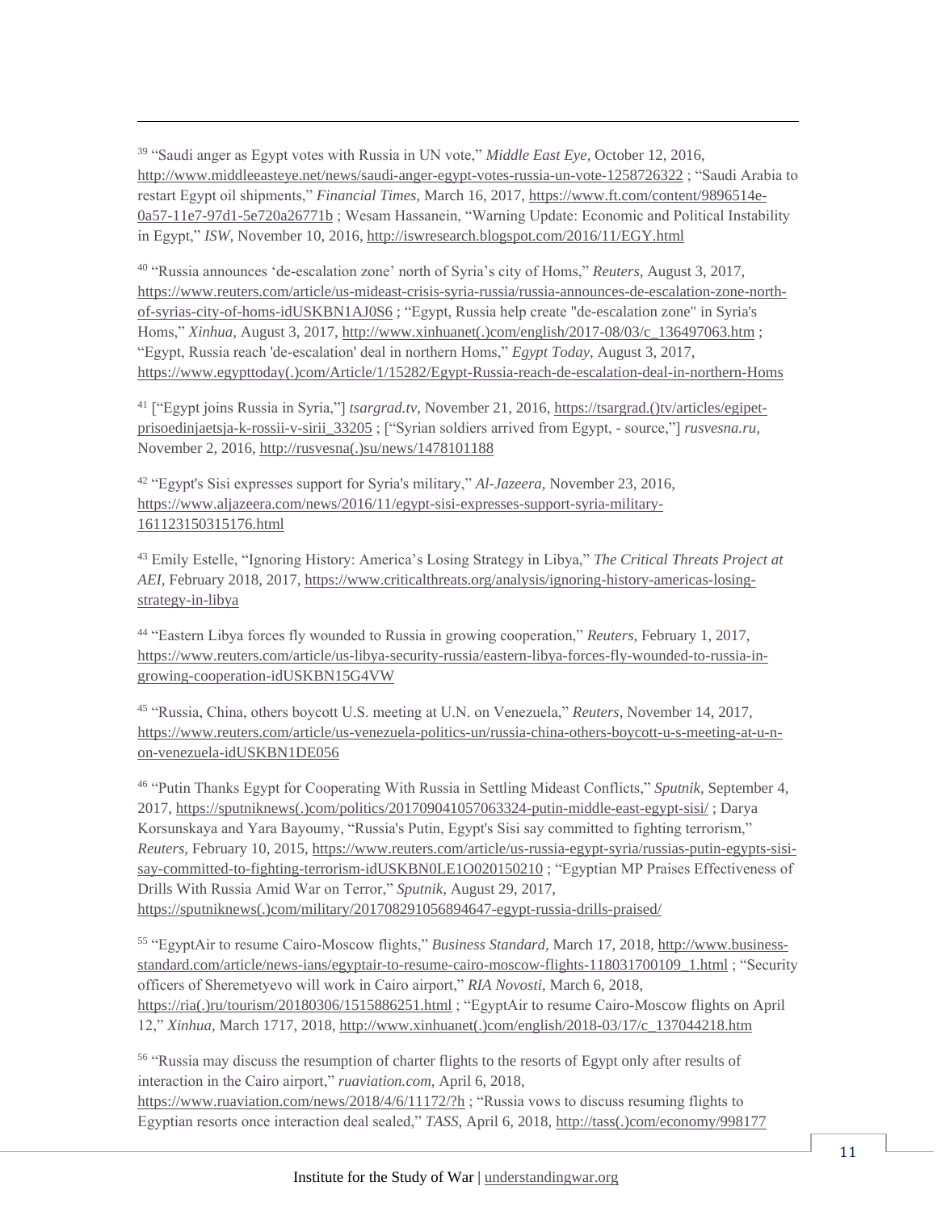[39] "Saudi anger as Egypt votes with Russia in UN vote," *Middle East Eye,* October 12, 2016, http://www.middleeasteye.net/news/saudi-anger-egypt-votes-russia-un-vote-1258726322 ; "Saudi Arabia to restart Egypt oil shipments," *Financial Times,* March 16, 2017, https://www.ft.com/content/9896514e-0a57-11e7-97d1-5e720a26771b ; Wesam Hassanein, "Warning Update: Economic and Political Instability in Egypt," *ISW,* November 10, 2016, http://iswresearch.blogspot.com/2016/11/EGY.html

[40] "Russia announces 'de-escalation zone' north of Syria's city of Homs," *Reuters,* August 3, 2017, https://www.reuters.com/article/us-mideast-crisis-syria-russia/russia-announces-de-escalation-zone-north-of-syrias-city-of-homs-idUSKBN1AJ0S6 ; "Egypt, Russia help create "de-escalation zone" in Syria's Homs," *Xinhua,* August 3, 2017, http://www.xinhuanet(.)com/english/2017-08/03/c_136497063.htm ; "Egypt, Russia reach 'de-escalation' deal in northern Homs," *Egypt Today,* August 3, 2017, https://www.egypttoday(.)com/Article/1/15282/Egypt-Russia-reach-de-escalation-deal-in-northern-Homs

[41] ["Egypt joins Russia in Syria,"] *tsargrad.tv,* November 21, 2016, https://tsargrad.()tv/articles/egipet-prisoedinjaetsja-k-rossii-v-sirii_33205 ; ["Syrian soldiers arrived from Egypt, - source,"] *rusvesna.ru,* November 2, 2016, http://rusvesna(.)su/news/1478101188

[42] "Egypt's Sisi expresses support for Syria's military," *Al-Jazeera,* November 23, 2016, https://www.aljazeera.com/news/2016/11/egypt-sisi-expresses-support-syria-military-161123150315176.html

[43] Emily Estelle, "Ignoring History: America's Losing Strategy in Libya," *The Critical Threats Project at AEI,* February 2018, 2017, https://www.criticalthreats.org/analysis/ignoring-history-americas-losing-strategy-in-libya

[44] "Eastern Libya forces fly wounded to Russia in growing cooperation," *Reuters,* February 1, 2017, https://www.reuters.com/article/us-libya-security-russia/eastern-libya-forces-fly-wounded-to-russia-in-growing-cooperation-idUSKBN15G4VW

[45] "Russia, China, others boycott U.S. meeting at U.N. on Venezuela," *Reuters,* November 14, 2017, https://www.reuters.com/article/us-venezuela-politics-un/russia-china-others-boycott-u-s-meeting-at-u-n-on-venezuela-idUSKBN1DE056

[46] "Putin Thanks Egypt for Cooperating With Russia in Settling Mideast Conflicts," *Sputnik,* September 4, 2017, https://sputniknews(.)com/politics/201709041057063324-putin-middle-east-egypt-sisi/ ; Darya Korsunskaya and Yara Bayoumy, "Russia's Putin, Egypt's Sisi say committed to fighting terrorism," *Reuters,* February 10, 2015, https://www.reuters.com/article/us-russia-egypt-syria/russias-putin-egypts-sisi-say-committed-to-fighting-terrorism-idUSKBN0LE1O020150210 ; "Egyptian MP Praises Effectiveness of Drills With Russia Amid War on Terror," *Sputnik,* August 29, 2017, https://sputniknews(.)com/military/201708291056894647-egypt-russia-drills-praised/

[55] "EgyptAir to resume Cairo-Moscow flights," *Business Standard,* March 17, 2018, http://www.business-standard.com/article/news-ians/egyptair-to-resume-cairo-moscow-flights-118031700109_1.html ; "Security officers of Sheremetyevo will work in Cairo airport," *RIA Novosti,* March 6, 2018, https://ria(.)ru/tourism/20180306/1515886251.html ; "EgyptAir to resume Cairo-Moscow flights on April 12," *Xinhua,* March 1717, 2018, http://www.xinhuanet(.)com/english/2018-03/17/c_137044218.htm

[56] "Russia may discuss the resumption of charter flights to the resorts of Egypt only after results of interaction in the Cairo airport," *ruaviation.com,* April 6, 2018, https://www.ruaviation.com/news/2018/4/6/11172/?h ; "Russia vows to discuss resuming flights to Egyptian resorts once interaction deal sealed," *TASS,* April 6, 2018, http://tass(.)com/economy/998177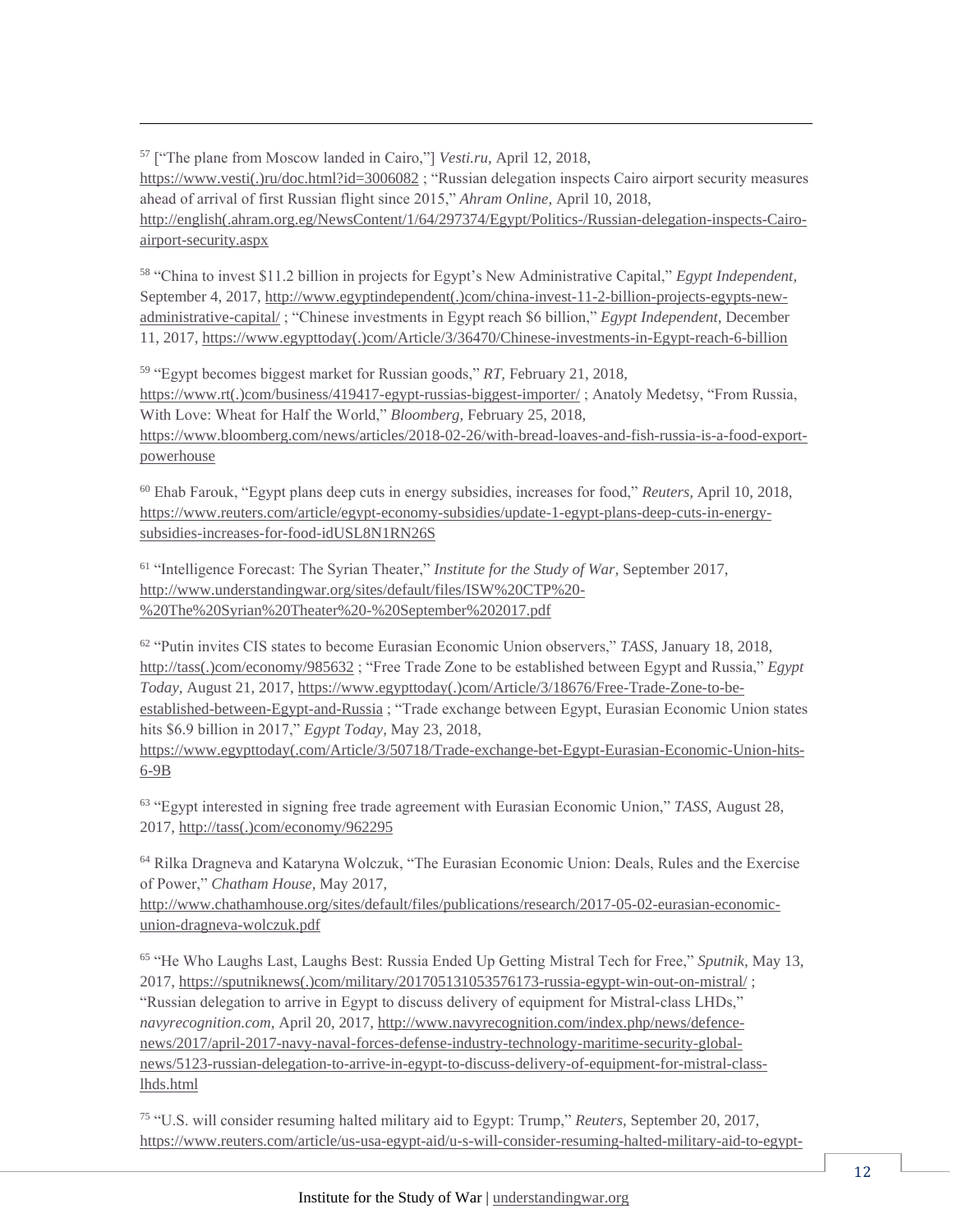[57] ["The plane from Moscow landed in Cairo,"] *Vesti.ru,* April 12, 2018, https://www.vesti(.)ru/doc.html?id=3006082 ; "Russian delegation inspects Cairo airport security measures ahead of arrival of first Russian flight since 2015," *Ahram Online,* April 10, 2018, http://english(.ahram.org.eg/NewsContent/1/64/297374/Egypt/Politics-/Russian-delegation-inspects-Cairo-airport-security.aspx

[58] "China to invest $11.2 billion in projects for Egypt's New Administrative Capital," *Egypt Independent,* September 4, 2017, http://www.egyptindependent(.)com/china-invest-11-2-billion-projects-egypts-new-administrative-capital/ ; "Chinese investments in Egypt reach $6 billion," *Egypt Independent,* December 11, 2017, https://www.egypttoday(.)com/Article/3/36470/Chinese-investments-in-Egypt-reach-6-billion

[59] "Egypt becomes biggest market for Russian goods," *RT,* February 21, 2018, https://www.rt(.)com/business/419417-egypt-russias-biggest-importer/ ; Anatoly Medetsy, "From Russia, With Love: Wheat for Half the World," *Bloomberg,* February 25, 2018, https://www.bloomberg.com/news/articles/2018-02-26/with-bread-loaves-and-fish-russia-is-a-food-export-powerhouse

[60] Ehab Farouk, "Egypt plans deep cuts in energy subsidies, increases for food," *Reuters,* April 10, 2018, https://www.reuters.com/article/egypt-economy-subsidies/update-1-egypt-plans-deep-cuts-in-energy-subsidies-increases-for-food-idUSL8N1RN26S

[61] "Intelligence Forecast: The Syrian Theater," *Institute for the Study of War,* September 2017, http://www.understandingwar.org/sites/default/files/ISW%20CTP%20-%20The%20Syrian%20Theater%20-%20September%202017.pdf

[62] "Putin invites CIS states to become Eurasian Economic Union observers," *TASS,* January 18, 2018, http://tass(.)com/economy/985632 ; "Free Trade Zone to be established between Egypt and Russia," *Egypt Today,* August 21, 2017, https://www.egypttoday(.)com/Article/3/18676/Free-Trade-Zone-to-be-established-between-Egypt-and-Russia ; "Trade exchange between Egypt, Eurasian Economic Union states hits $6.9 billion in 2017," *Egypt Today,* May 23, 2018, https://www.egypttoday(.com/Article/3/50718/Trade-exchange-bet-Egypt-Eurasian-Economic-Union-hits-6-9B

[63] "Egypt interested in signing free trade agreement with Eurasian Economic Union," *TASS,* August 28, 2017, http://tass(.)com/economy/962295

[64] Rilka Dragneva and Kataryna Wolczuk, "The Eurasian Economic Union: Deals, Rules and the Exercise of Power," *Chatham House,* May 2017, http://www.chathamhouse.org/sites/default/files/publications/research/2017-05-02-eurasian-economic-union-dragneva-wolczuk.pdf

[65] "He Who Laughs Last, Laughs Best: Russia Ended Up Getting Mistral Tech for Free," *Sputnik,* May 13, 2017, https://sputniknews(.)com/military/201705131053576173-russia-egypt-win-out-on-mistral/ ; "Russian delegation to arrive in Egypt to discuss delivery of equipment for Mistral-class LHDs," *navyrecognition.com,* April 20, 2017, http://www.navyrecognition.com/index.php/news/defence-news/2017/april-2017-navy-naval-forces-defense-industry-technology-maritime-security-global-news/5123-russian-delegation-to-arrive-in-egypt-to-discuss-delivery-of-equipment-for-mistral-class-lhds.html

[75] "U.S. will consider resuming halted military aid to Egypt: Trump," *Reuters,* September 20, 2017, https://www.reuters.com/article/us-usa-egypt-aid/u-s-will-consider-resuming-halted-military-aid-to-egypt-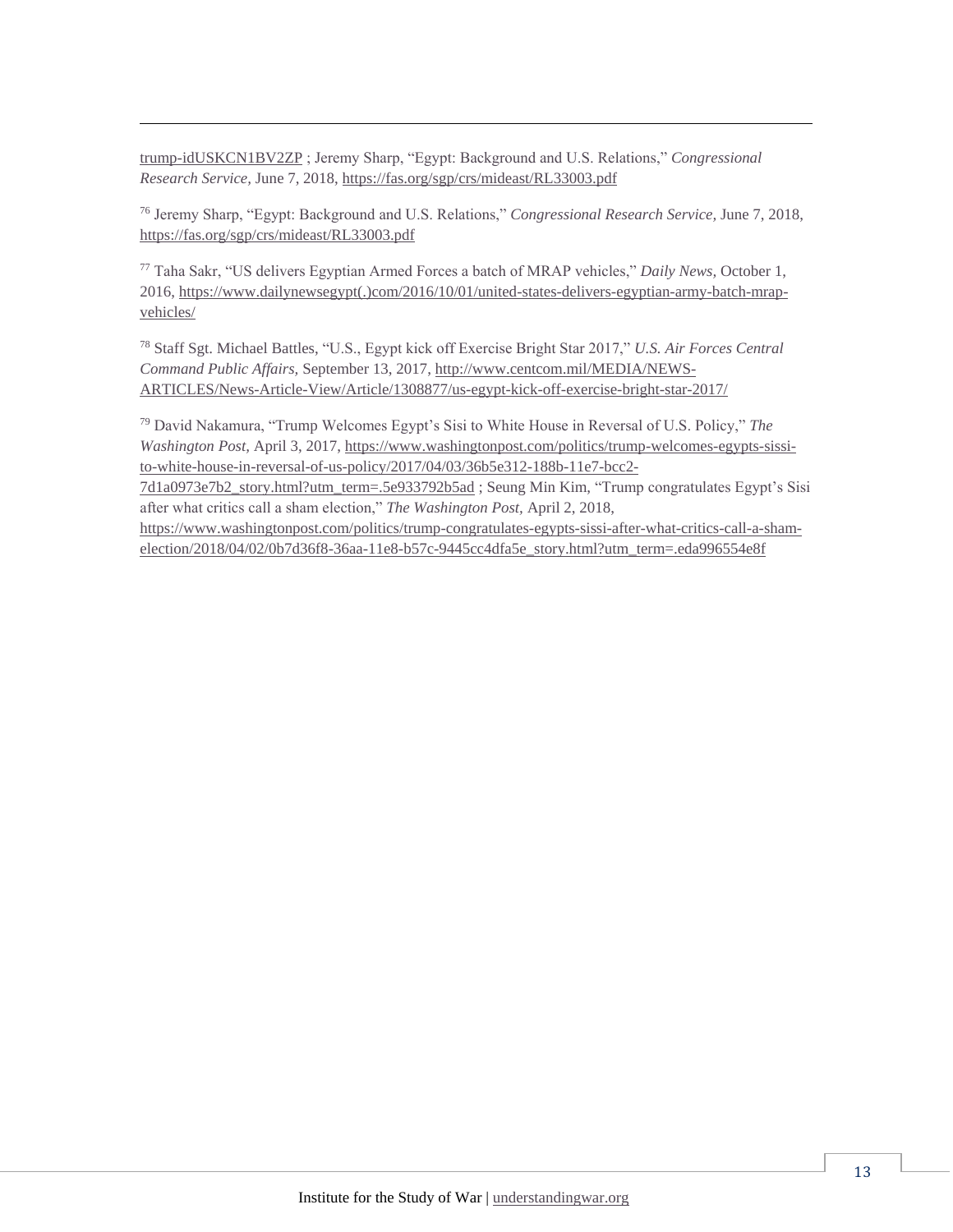trump-idUSKCN1BV2ZP ; Jeremy Sharp, "Egypt: Background and U.S. Relations," *Congressional Research Service,* June 7, 2018, https://fas.org/sgp/crs/mideast/RL33003.pdf

[76] Jeremy Sharp, "Egypt: Background and U.S. Relations," *Congressional Research Service,* June 7, 2018, https://fas.org/sgp/crs/mideast/RL33003.pdf

[77] Taha Sakr, "US delivers Egyptian Armed Forces a batch of MRAP vehicles," *Daily News,* October 1, 2016, https://www.dailynewsegypt(.)com/2016/10/01/united-states-delivers-egyptian-army-batch-mrap-vehicles/

[78] Staff Sgt. Michael Battles, "U.S., Egypt kick off Exercise Bright Star 2017," *U.S. Air Forces Central Command Public Affairs,* September 13, 2017, http://www.centcom.mil/MEDIA/NEWS-ARTICLES/News-Article-View/Article/1308877/us-egypt-kick-off-exercise-bright-star-2017/

[79] David Nakamura, "Trump Welcomes Egypt's Sisi to White House in Reversal of U.S. Policy," *The Washington Post,* April 3, 2017, https://www.washingtonpost.com/politics/trump-welcomes-egypts-sissi-to-white-house-in-reversal-of-us-policy/2017/04/03/36b5e312-188b-11e7-bcc2-7d1a0973e7b2_story.html?utm_term=.5e933792b5ad ; Seung Min Kim, "Trump congratulates Egypt's Sisi after what critics call a sham election," *The Washington Post,* April 2, 2018, https://www.washingtonpost.com/politics/trump-congratulates-egypts-sissi-after-what-critics-call-a-sham-election/2018/04/02/0b7d36f8-36aa-11e8-b57c-9445cc4dfa5e_story.html?utm_term=.eda996554e8f